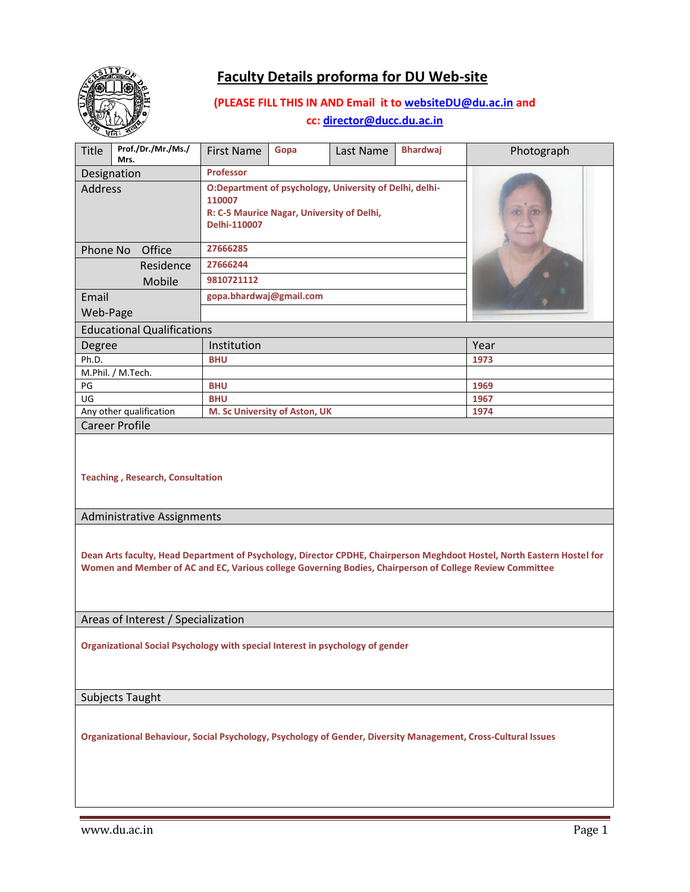# Faculty Details proforma for DU Web-site

**(PLEASE FILL THIS IN AND Email it to websiteDU@du.ac.in and cc: director@ducc.du.ac.in**

| Title | Prof./Dr./Mr./Ms./Mrs. | First Name | Gopa | Last Name | Bhardwaj | Photograph |
|---|---|---|---|---|---|---|
| Designation | | Professor | | | | |
| Address | | O:Department of psychology, University of Delhi, delhi-110007<br>R: C-5 Maurice Nagar, University of Delhi, Delhi-110007 | | | | |
| Phone No Office | | 27666285 | | | | |
| Residence | | 27666244 | | | | |
| Mobile | | 9810721112 | | | | |
| Email | | gopa.bhardwaj@gmail.com | | | | |
| Web-Page | | | | | | |

## Educational Qualifications

| Degree | Institution | Year |
|---|---|---|
| Ph.D. | BHU | 1973 |
| M.Phil. / M.Tech. | | |
| PG | BHU | 1969 |
| UG | BHU | 1967 |
| Any other qualification | M. Sc University of Aston, UK | 1974 |

## Career Profile

Teaching , Research, Consultation

## Administrative Assignments

Dean Arts faculty, Head Department of Psychology, Director CPDHE, Chairperson Meghdoot Hostel, North Eastern Hostel for Women and Member of AC and EC, Various college Governing Bodies, Chairperson of College Review Committee

## Areas of Interest / Specialization

Organizational Social Psychology with special Interest in psychology of gender

## Subjects Taught

Organizational Behaviour, Social Psychology, Psychology of Gender, Diversity Management, Cross-Cultural Issues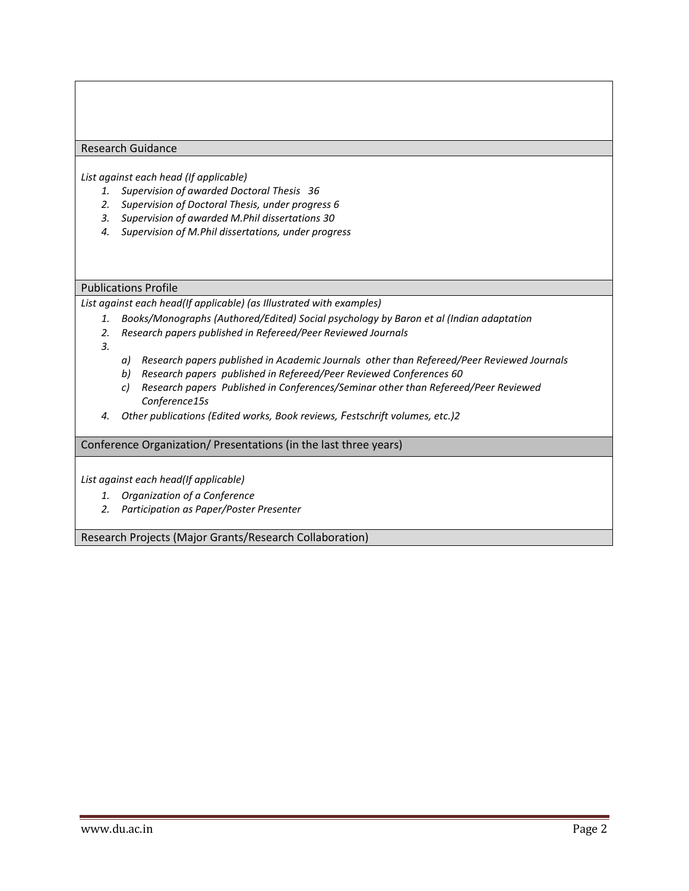## Research Guidance

*List against each head (If applicable)*

1. *Supervision of awarded Doctoral Thesis 36*
2. *Supervision of Doctoral Thesis, under progress 6*
3. *Supervision of awarded M.Phil dissertations 30*
4. *Supervision of M.Phil dissertations, under progress*

## Publications Profile

*List against each head(If applicable) (as Illustrated with examples)*

1. *Books/Monographs (Authored/Edited) Social psychology by Baron et al (Indian adaptation*
2. *Research papers published in Refereed/Peer Reviewed Journals*
3. 
   a) *Research papers published in Academic Journals other than Refereed/Peer Reviewed Journals*
   b) *Research papers published in Refereed/Peer Reviewed Conferences 60*
   c) *Research papers Published in Conferences/Seminar other than Refereed/Peer Reviewed Conference15s*
4. *Other publications (Edited works, Book reviews, Festschrift volumes, etc.)2*

## Conference Organization/ Presentations (in the last three years)

*List against each head(If applicable)*

1. *Organization of a Conference*
2. *Participation as Paper/Poster Presenter*

## Research Projects (Major Grants/Research Collaboration)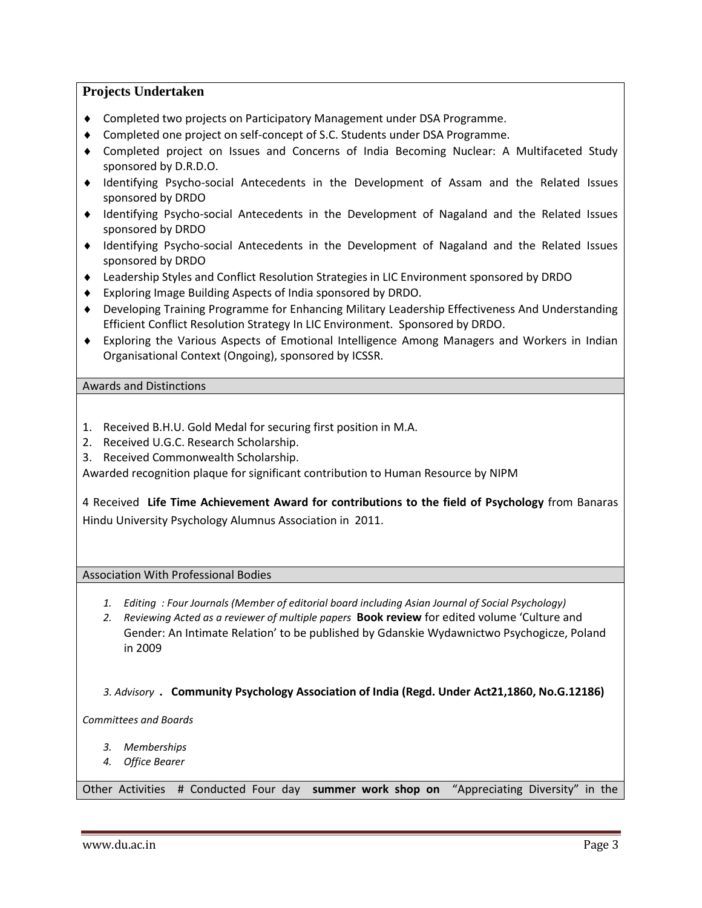## Projects Undertaken

- Completed two projects on Participatory Management under DSA Programme.
- Completed one project on self-concept of S.C. Students under DSA Programme.
- Completed project on Issues and Concerns of India Becoming Nuclear: A Multifaceted Study sponsored by D.R.D.O.
- Identifying Psycho-social Antecedents in the Development of Assam and the Related Issues sponsored by DRDO
- Identifying Psycho-social Antecedents in the Development of Nagaland and the Related Issues sponsored by DRDO
- Identifying Psycho-social Antecedents in the Development of Nagaland and the Related Issues sponsored by DRDO
- Leadership Styles and Conflict Resolution Strategies in LIC Environment sponsored by DRDO
- Exploring Image Building Aspects of India sponsored by DRDO.
- Developing Training Programme for Enhancing Military Leadership Effectiveness And Understanding Efficient Conflict Resolution Strategy In LIC Environment. Sponsored by DRDO.
- Exploring the Various Aspects of Emotional Intelligence Among Managers and Workers in Indian Organisational Context (Ongoing), sponsored by ICSSR.

## Awards and Distinctions

1. Received B.H.U. Gold Medal for securing first position in M.A.
2. Received U.G.C. Research Scholarship.
3. Received Commonwealth Scholarship.

Awarded recognition plaque for significant contribution to Human Resource by NIPM

4 Received **Life Time Achievement Award for contributions to the field of Psychology** from Banaras Hindu University Psychology Alumnus Association in 2011.

## Association With Professional Bodies

1. *Editing : Four Journals (Member of editorial board including Asian Journal of Social Psychology)*
2. *Reviewing Acted as a reviewer of multiple papers* **Book review** for edited volume 'Culture and Gender: An Intimate Relation' to be published by Gdanskie Wydawnictwo Psychogicze, Poland in 2009

*3. Advisory* **. Community Psychology Association of India (Regd. Under Act21,1860, No.G.12186)**

*Committees and Boards*

3. *Memberships*
4. *Office Bearer*

Other Activities # Conducted Four day **summer work shop on** "Appreciating Diversity" in the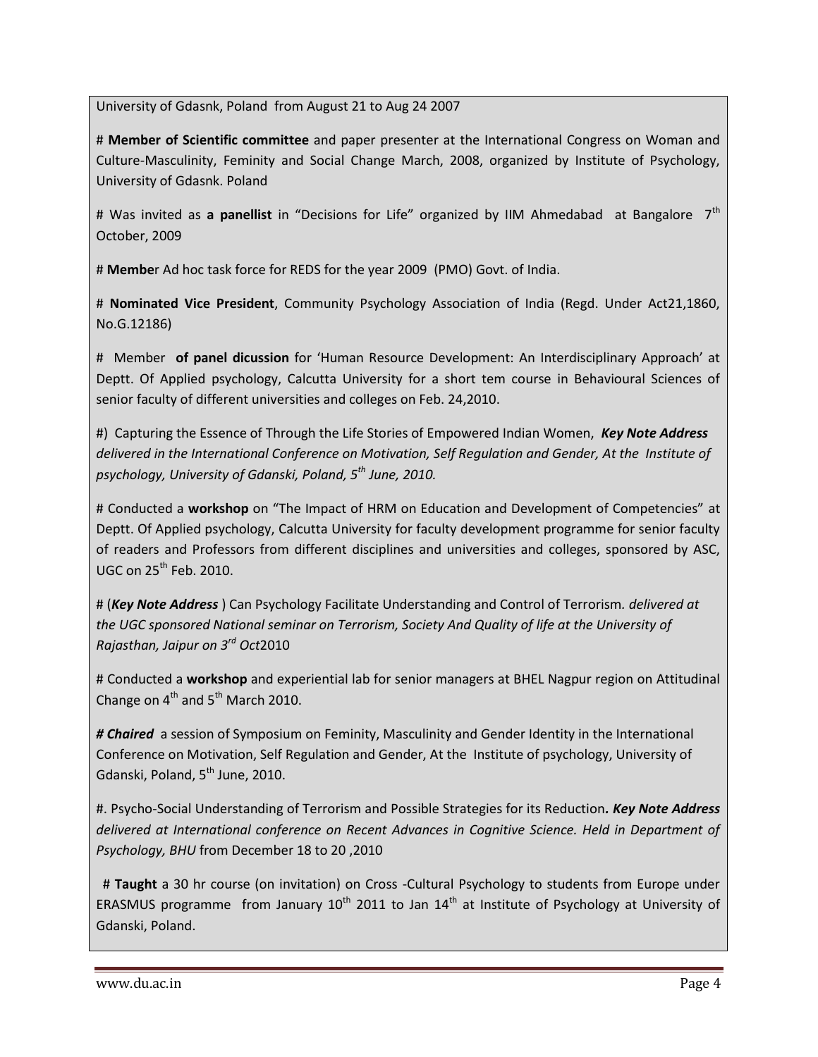University of Gdasnk, Poland from August 21 to Aug 24 2007

# **Member of Scientific committee** and paper presenter at the International Congress on Woman and Culture-Masculinity, Feminity and Social Change March, 2008, organized by Institute of Psychology, University of Gdasnk. Poland

# Was invited as **a panellist** in "Decisions for Life" organized by IIM Ahmedabad at Bangalore 7th October, 2009

# **Membe**r Ad hoc task force for REDS for the year 2009 (PMO) Govt. of India.

# **Nominated Vice President**, Community Psychology Association of India (Regd. Under Act21,1860, No.G.12186)

# Member **of panel dicussion** for 'Human Resource Development: An Interdisciplinary Approach' at Deptt. Of Applied psychology, Calcutta University for a short tem course in Behavioural Sciences of senior faculty of different universities and colleges on Feb. 24,2010.

#) Capturing the Essence of Through the Life Stories of Empowered Indian Women, ***Key Note Address*** *delivered in the International Conference on Motivation, Self Regulation and Gender, At the Institute of psychology, University of Gdanski, Poland, 5th June, 2010.*

# Conducted a **workshop** on "The Impact of HRM on Education and Development of Competencies" at Deptt. Of Applied psychology, Calcutta University for faculty development programme for senior faculty of readers and Professors from different disciplines and universities and colleges, sponsored by ASC, UGC on 25th Feb. 2010.

# (***Key Note Address*** ) Can Psychology Facilitate Understanding and Control of Terrorism*. delivered at the UGC sponsored National seminar on Terrorism, Society And Quality of life at the University of Rajasthan, Jaipur on 3rd Oct*2010

# Conducted a **workshop** and experiential lab for senior managers at BHEL Nagpur region on Attitudinal Change on 4th and 5th March 2010.

***# Chaired*** a session of Symposium on Feminity, Masculinity and Gender Identity in the International Conference on Motivation, Self Regulation and Gender, At the Institute of psychology, University of Gdanski, Poland, 5th June, 2010.

#. Psycho-Social Understanding of Terrorism and Possible Strategies for its Reduction***. Key Note Address*** *delivered at International conference on Recent Advances in Cognitive Science. Held in Department of Psychology, BHU* from December 18 to 20 ,2010

# **Taught** a 30 hr course (on invitation) on Cross -Cultural Psychology to students from Europe under ERASMUS programme from January 10th 2011 to Jan 14th at Institute of Psychology at University of Gdanski, Poland.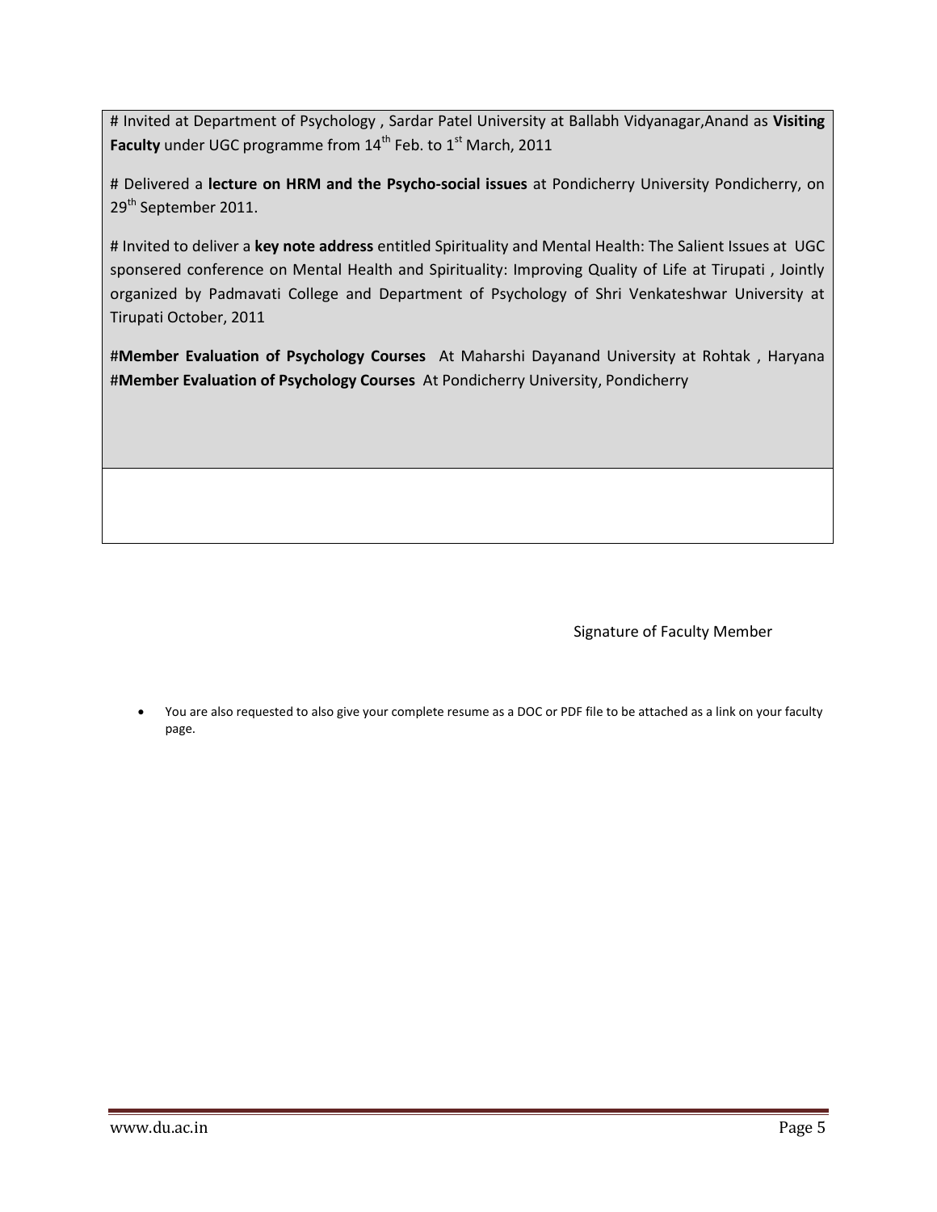# Invited at Department of Psychology , Sardar Patel University at Ballabh Vidyanagar,Anand as **Visiting Faculty** under UGC programme from 14th Feb. to 1st March, 2011

# Delivered a **lecture on HRM and the Psycho-social issues** at Pondicherry University Pondicherry, on 29th September 2011.

# Invited to deliver a **key note address** entitled Spirituality and Mental Health: The Salient Issues at UGC sponsered conference on Mental Health and Spirituality: Improving Quality of Life at Tirupati , Jointly organized by Padmavati College and Department of Psychology of Shri Venkateshwar University at Tirupati October, 2011

#**Member Evaluation of Psychology Courses** At Maharshi Dayanand University at Rohtak , Haryana #**Member Evaluation of Psychology Courses** At Pondicherry University, Pondicherry

Signature of Faculty Member

- You are also requested to also give your complete resume as a DOC or PDF file to be attached as a link on your faculty page.